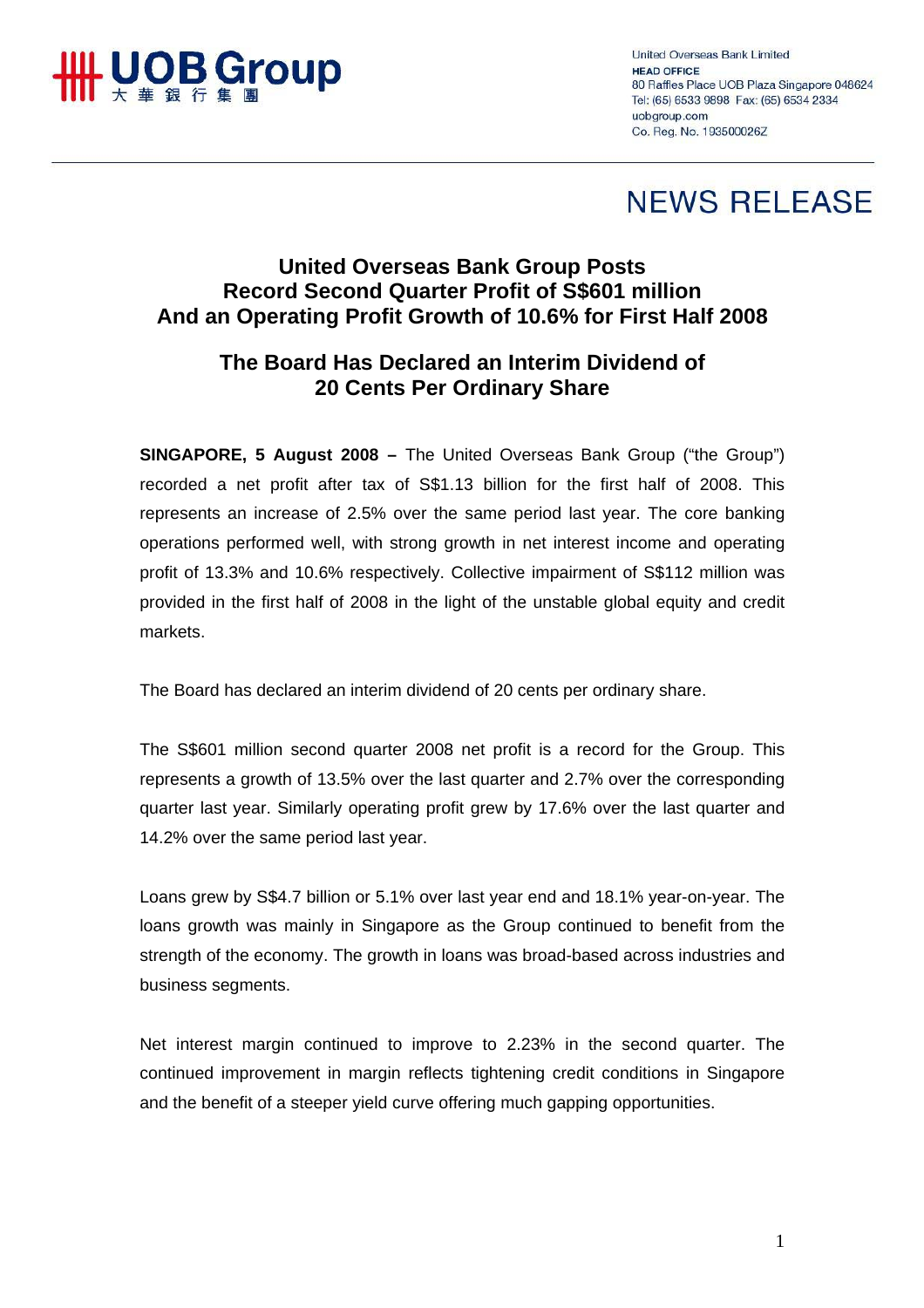UOB Group
大華銀行集團

United Overseas Bank Limited
HEAD OFFICE
80 Raffles Place UOB Plaza Singapore 048624
Tel: (65) 6533 9898 Fax: (65) 6534 2334
uobgroup.com
Co. Reg. No. 193500026Z

# NEWS RELEASE

## United Overseas Bank Group Posts Record Second Quarter Profit of S$601 million And an Operating Profit Growth of 10.6% for First Half 2008

## The Board Has Declared an Interim Dividend of 20 Cents Per Ordinary Share

**SINGAPORE, 5 August 2008 –** The United Overseas Bank Group ("the Group") recorded a net profit after tax of S$1.13 billion for the first half of 2008. This represents an increase of 2.5% over the same period last year. The core banking operations performed well, with strong growth in net interest income and operating profit of 13.3% and 10.6% respectively. Collective impairment of S$112 million was provided in the first half of 2008 in the light of the unstable global equity and credit markets.

The Board has declared an interim dividend of 20 cents per ordinary share.

The S$601 million second quarter 2008 net profit is a record for the Group. This represents a growth of 13.5% over the last quarter and 2.7% over the corresponding quarter last year. Similarly operating profit grew by 17.6% over the last quarter and 14.2% over the same period last year.

Loans grew by S$4.7 billion or 5.1% over last year end and 18.1% year-on-year. The loans growth was mainly in Singapore as the Group continued to benefit from the strength of the economy. The growth in loans was broad-based across industries and business segments.

Net interest margin continued to improve to 2.23% in the second quarter. The continued improvement in margin reflects tightening credit conditions in Singapore and the benefit of a steeper yield curve offering much gapping opportunities.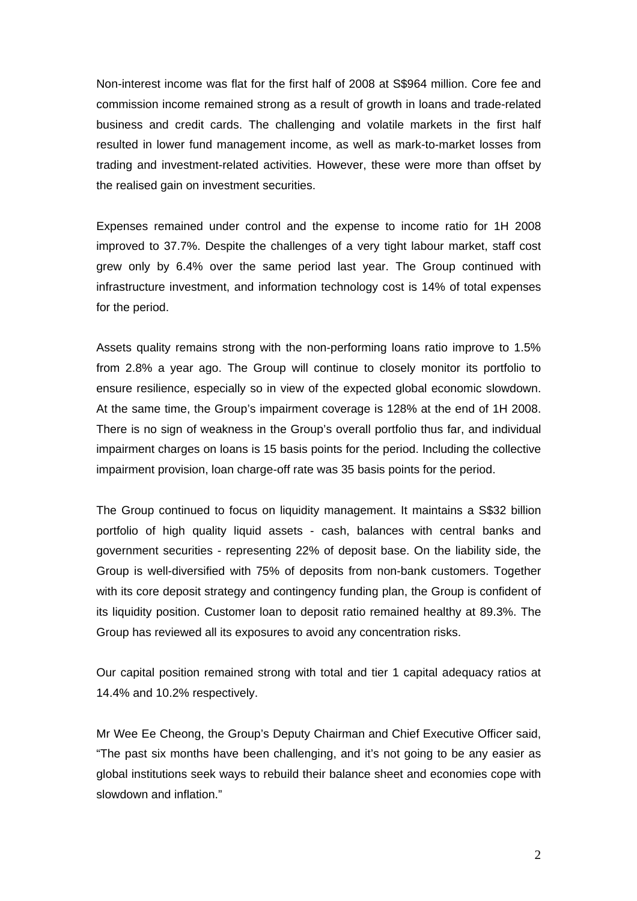Non-interest income was flat for the first half of 2008 at S$964 million. Core fee and commission income remained strong as a result of growth in loans and trade-related business and credit cards. The challenging and volatile markets in the first half resulted in lower fund management income, as well as mark-to-market losses from trading and investment-related activities. However, these were more than offset by the realised gain on investment securities.

Expenses remained under control and the expense to income ratio for 1H 2008 improved to 37.7%. Despite the challenges of a very tight labour market, staff cost grew only by 6.4% over the same period last year. The Group continued with infrastructure investment, and information technology cost is 14% of total expenses for the period.

Assets quality remains strong with the non-performing loans ratio improve to 1.5% from 2.8% a year ago. The Group will continue to closely monitor its portfolio to ensure resilience, especially so in view of the expected global economic slowdown. At the same time, the Group's impairment coverage is 128% at the end of 1H 2008. There is no sign of weakness in the Group's overall portfolio thus far, and individual impairment charges on loans is 15 basis points for the period. Including the collective impairment provision, loan charge-off rate was 35 basis points for the period.

The Group continued to focus on liquidity management. It maintains a S$32 billion portfolio of high quality liquid assets - cash, balances with central banks and government securities - representing 22% of deposit base. On the liability side, the Group is well-diversified with 75% of deposits from non-bank customers. Together with its core deposit strategy and contingency funding plan, the Group is confident of its liquidity position. Customer loan to deposit ratio remained healthy at 89.3%. The Group has reviewed all its exposures to avoid any concentration risks.

Our capital position remained strong with total and tier 1 capital adequacy ratios at 14.4% and 10.2% respectively.

Mr Wee Ee Cheong, the Group's Deputy Chairman and Chief Executive Officer said, "The past six months have been challenging, and it's not going to be any easier as global institutions seek ways to rebuild their balance sheet and economies cope with slowdown and inflation."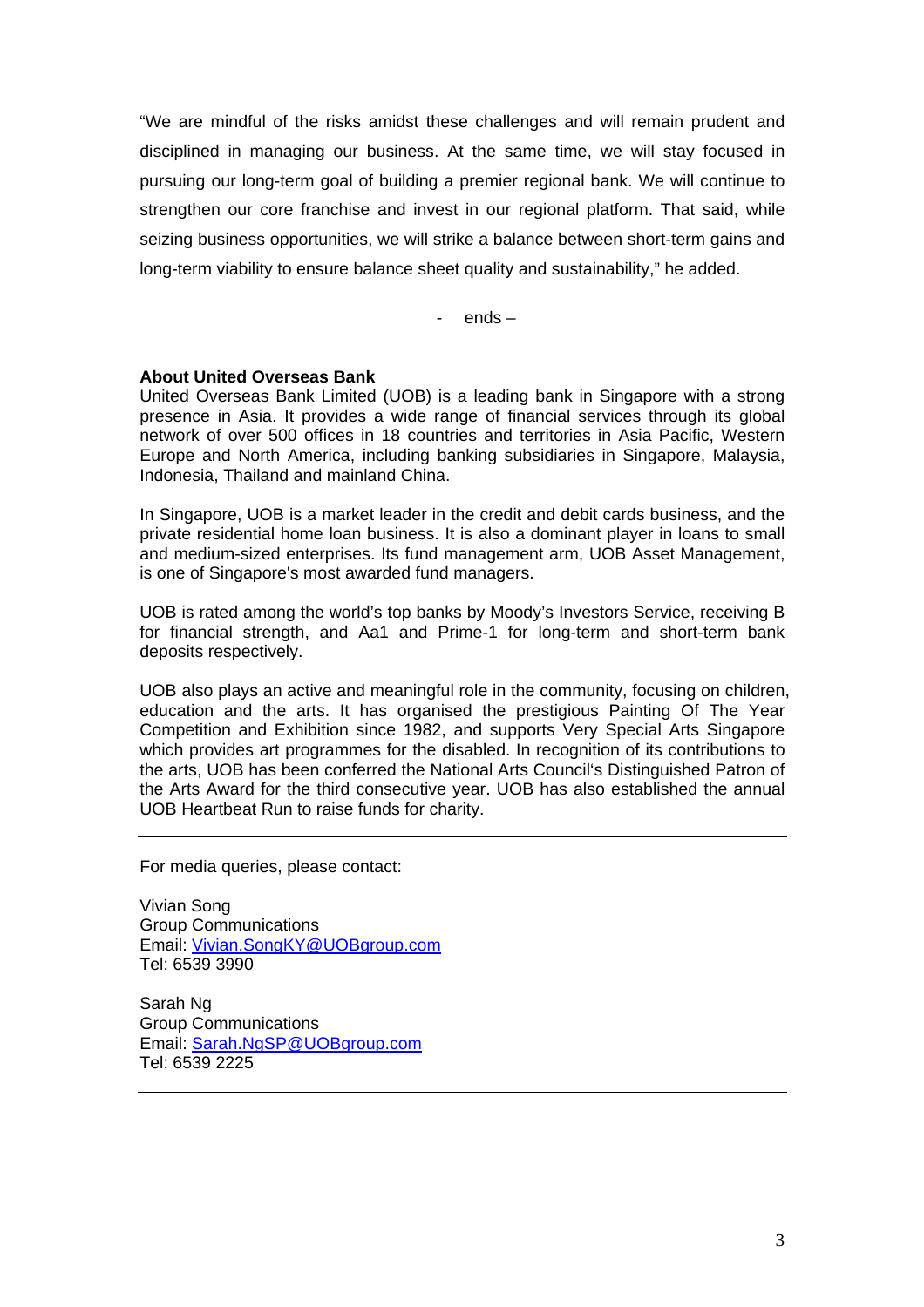"We are mindful of the risks amidst these challenges and will remain prudent and disciplined in managing our business. At the same time, we will stay focused in pursuing our long-term goal of building a premier regional bank. We will continue to strengthen our core franchise and invest in our regional platform. That said, while seizing business opportunities, we will strike a balance between short-term gains and long-term viability to ensure balance sheet quality and sustainability," he added.

- ends –

**About United Overseas Bank**

United Overseas Bank Limited (UOB) is a leading bank in Singapore with a strong presence in Asia. It provides a wide range of financial services through its global network of over 500 offices in 18 countries and territories in Asia Pacific, Western Europe and North America, including banking subsidiaries in Singapore, Malaysia, Indonesia, Thailand and mainland China.

In Singapore, UOB is a market leader in the credit and debit cards business, and the private residential home loan business. It is also a dominant player in loans to small and medium-sized enterprises. Its fund management arm, UOB Asset Management, is one of Singapore's most awarded fund managers.

UOB is rated among the world's top banks by Moody's Investors Service, receiving B for financial strength, and Aa1 and Prime-1 for long-term and short-term bank deposits respectively.

UOB also plays an active and meaningful role in the community, focusing on children, education and the arts. It has organised the prestigious Painting Of The Year Competition and Exhibition since 1982, and supports Very Special Arts Singapore which provides art programmes for the disabled. In recognition of its contributions to the arts, UOB has been conferred the National Arts Council's Distinguished Patron of the Arts Award for the third consecutive year. UOB has also established the annual UOB Heartbeat Run to raise funds for charity.

---

For media queries, please contact:

Vivian Song
Group Communications
Email: Vivian.SongKY@UOBgroup.com
Tel: 6539 3990

Sarah Ng
Group Communications
Email: Sarah.NgSP@UOBgroup.com
Tel: 6539 2225

---